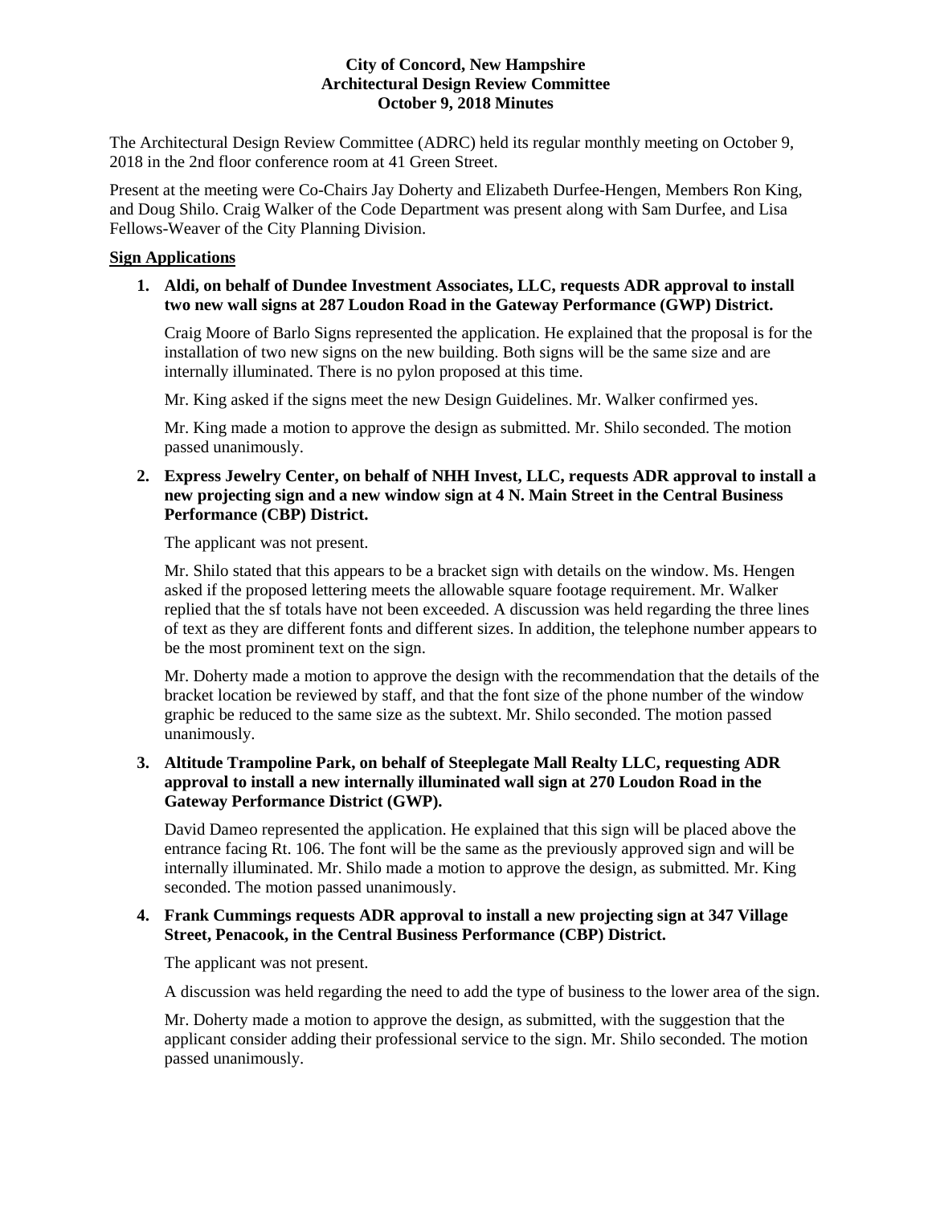**City of Concord, New Hampshire**
**Architectural Design Review Committee**
**October 9, 2018 Minutes**

The Architectural Design Review Committee (ADRC) held its regular monthly meeting on October 9, 2018 in the 2nd floor conference room at 41 Green Street.

Present at the meeting were Co-Chairs Jay Doherty and Elizabeth Durfee-Hengen, Members Ron King, and Doug Shilo. Craig Walker of the Code Department was present along with Sam Durfee, and Lisa Fellows-Weaver of the City Planning Division.

**Sign Applications**

1. **Aldi, on behalf of Dundee Investment Associates, LLC, requests ADR approval to install two new wall signs at 287 Loudon Road in the Gateway Performance (GWP) District.**

   Craig Moore of Barlo Signs represented the application. He explained that the proposal is for the installation of two new signs on the new building. Both signs will be the same size and are internally illuminated. There is no pylon proposed at this time.

   Mr. King asked if the signs meet the new Design Guidelines. Mr. Walker confirmed yes.

   Mr. King made a motion to approve the design as submitted. Mr. Shilo seconded. The motion passed unanimously.

2. **Express Jewelry Center, on behalf of NHH Invest, LLC, requests ADR approval to install a new projecting sign and a new window sign at 4 N. Main Street in the Central Business Performance (CBP) District.**

   The applicant was not present.

   Mr. Shilo stated that this appears to be a bracket sign with details on the window. Ms. Hengen asked if the proposed lettering meets the allowable square footage requirement. Mr. Walker replied that the sf totals have not been exceeded. A discussion was held regarding the three lines of text as they are different fonts and different sizes. In addition, the telephone number appears to be the most prominent text on the sign.

   Mr. Doherty made a motion to approve the design with the recommendation that the details of the bracket location be reviewed by staff, and that the font size of the phone number of the window graphic be reduced to the same size as the subtext. Mr. Shilo seconded. The motion passed unanimously.

3. **Altitude Trampoline Park, on behalf of Steeplegate Mall Realty LLC, requesting ADR approval to install a new internally illuminated wall sign at 270 Loudon Road in the Gateway Performance District (GWP).**

   David Dameo represented the application. He explained that this sign will be placed above the entrance facing Rt. 106. The font will be the same as the previously approved sign and will be internally illuminated. Mr. Shilo made a motion to approve the design, as submitted. Mr. King seconded. The motion passed unanimously.

4. **Frank Cummings requests ADR approval to install a new projecting sign at 347 Village Street, Penacook, in the Central Business Performance (CBP) District.**

   The applicant was not present.

   A discussion was held regarding the need to add the type of business to the lower area of the sign.

   Mr. Doherty made a motion to approve the design, as submitted, with the suggestion that the applicant consider adding their professional service to the sign. Mr. Shilo seconded. The motion passed unanimously.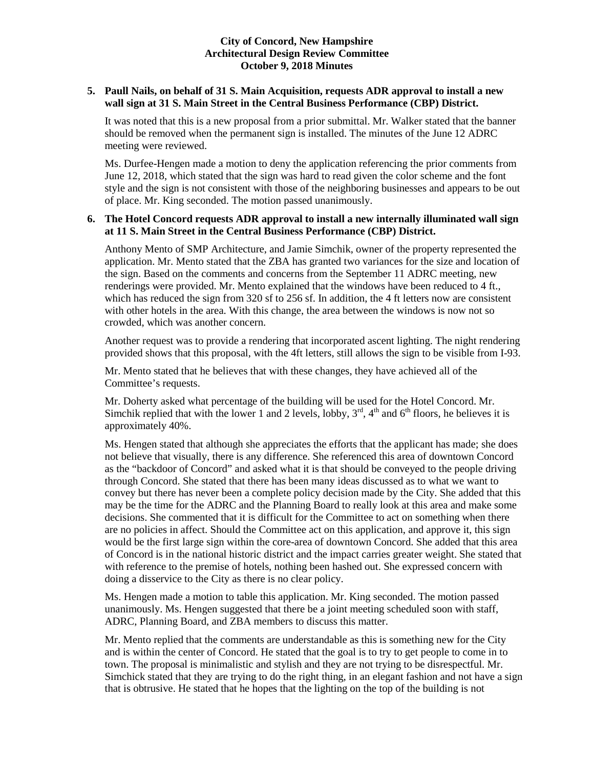**5. Paull Nails, on behalf of 31 S. Main Acquisition, requests ADR approval to install a new wall sign at 31 S. Main Street in the Central Business Performance (CBP) District.**

It was noted that this is a new proposal from a prior submittal. Mr. Walker stated that the banner should be removed when the permanent sign is installed. The minutes of the June 12 ADRC meeting were reviewed.

Ms. Durfee-Hengen made a motion to deny the application referencing the prior comments from June 12, 2018, which stated that the sign was hard to read given the color scheme and the font style and the sign is not consistent with those of the neighboring businesses and appears to be out of place. Mr. King seconded. The motion passed unanimously.

**6. The Hotel Concord requests ADR approval to install a new internally illuminated wall sign at 11 S. Main Street in the Central Business Performance (CBP) District.**

Anthony Mento of SMP Architecture, and Jamie Simchik, owner of the property represented the application. Mr. Mento stated that the ZBA has granted two variances for the size and location of the sign. Based on the comments and concerns from the September 11 ADRC meeting, new renderings were provided. Mr. Mento explained that the windows have been reduced to 4 ft., which has reduced the sign from 320 sf to 256 sf. In addition, the 4 ft letters now are consistent with other hotels in the area. With this change, the area between the windows is now not so crowded, which was another concern.

Another request was to provide a rendering that incorporated ascent lighting. The night rendering provided shows that this proposal, with the 4ft letters, still allows the sign to be visible from I-93.

Mr. Mento stated that he believes that with these changes, they have achieved all of the Committee's requests.

Mr. Doherty asked what percentage of the building will be used for the Hotel Concord. Mr. Simchik replied that with the lower 1 and 2 levels, lobby, 3rd, 4th and 6th floors, he believes it is approximately 40%.

Ms. Hengen stated that although she appreciates the efforts that the applicant has made; she does not believe that visually, there is any difference. She referenced this area of downtown Concord as the "backdoor of Concord" and asked what it is that should be conveyed to the people driving through Concord. She stated that there has been many ideas discussed as to what we want to convey but there has never been a complete policy decision made by the City. She added that this may be the time for the ADRC and the Planning Board to really look at this area and make some decisions. She commented that it is difficult for the Committee to act on something when there are no policies in affect. Should the Committee act on this application, and approve it, this sign would be the first large sign within the core-area of downtown Concord. She added that this area of Concord is in the national historic district and the impact carries greater weight. She stated that with reference to the premise of hotels, nothing been hashed out. She expressed concern with doing a disservice to the City as there is no clear policy.

Ms. Hengen made a motion to table this application. Mr. King seconded. The motion passed unanimously. Ms. Hengen suggested that there be a joint meeting scheduled soon with staff, ADRC, Planning Board, and ZBA members to discuss this matter.

Mr. Mento replied that the comments are understandable as this is something new for the City and is within the center of Concord. He stated that the goal is to try to get people to come in to town. The proposal is minimalistic and stylish and they are not trying to be disrespectful. Mr. Simchick stated that they are trying to do the right thing, in an elegant fashion and not have a sign that is obtrusive. He stated that he hopes that the lighting on the top of the building is not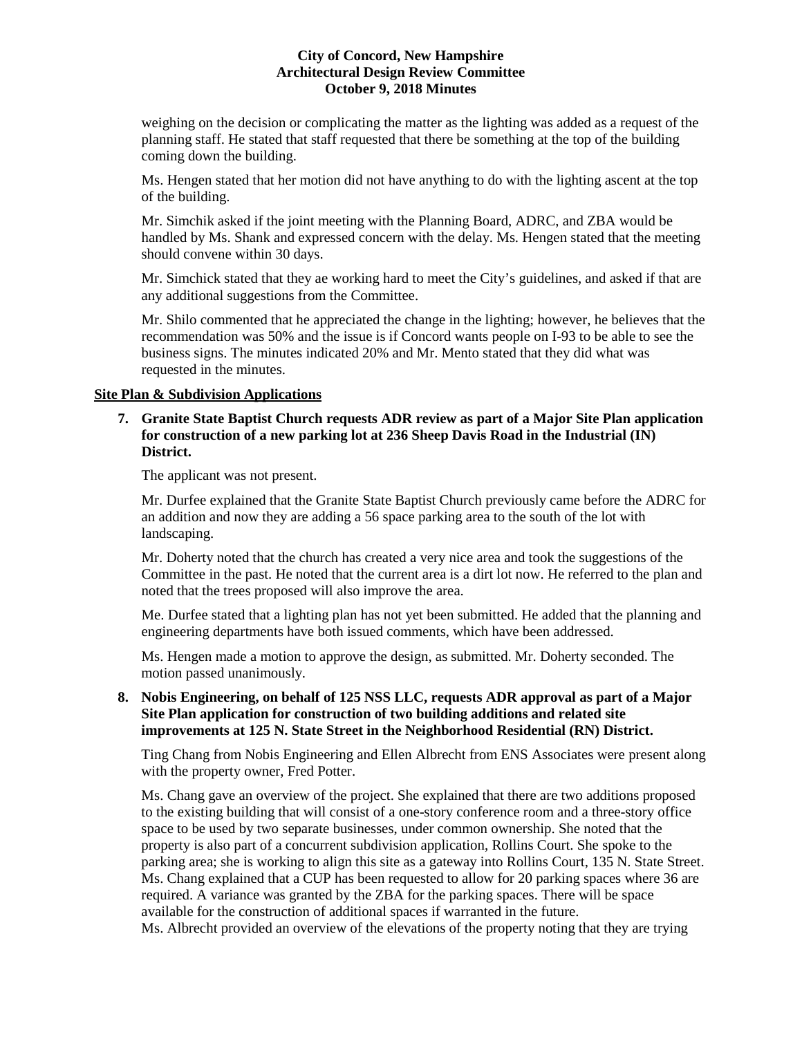weighing on the decision or complicating the matter as the lighting was added as a request of the planning staff. He stated that staff requested that there be something at the top of the building coming down the building.

Ms. Hengen stated that her motion did not have anything to do with the lighting ascent at the top of the building.

Mr. Simchik asked if the joint meeting with the Planning Board, ADRC, and ZBA would be handled by Ms. Shank and expressed concern with the delay. Ms. Hengen stated that the meeting should convene within 30 days.

Mr. Simchick stated that they ae working hard to meet the City's guidelines, and asked if that are any additional suggestions from the Committee.

Mr. Shilo commented that he appreciated the change in the lighting; however, he believes that the recommendation was 50% and the issue is if Concord wants people on I-93 to be able to see the business signs. The minutes indicated 20% and Mr. Mento stated that they did what was requested in the minutes.

**Site Plan & Subdivision Applications**

**7. Granite State Baptist Church requests ADR review as part of a Major Site Plan application for construction of a new parking lot at 236 Sheep Davis Road in the Industrial (IN) District.**

The applicant was not present.

Mr. Durfee explained that the Granite State Baptist Church previously came before the ADRC for an addition and now they are adding a 56 space parking area to the south of the lot with landscaping.

Mr. Doherty noted that the church has created a very nice area and took the suggestions of the Committee in the past. He noted that the current area is a dirt lot now. He referred to the plan and noted that the trees proposed will also improve the area.

Me. Durfee stated that a lighting plan has not yet been submitted. He added that the planning and engineering departments have both issued comments, which have been addressed.

Ms. Hengen made a motion to approve the design, as submitted. Mr. Doherty seconded. The motion passed unanimously.

**8. Nobis Engineering, on behalf of 125 NSS LLC, requests ADR approval as part of a Major Site Plan application for construction of two building additions and related site improvements at 125 N. State Street in the Neighborhood Residential (RN) District.**

Ting Chang from Nobis Engineering and Ellen Albrecht from ENS Associates were present along with the property owner, Fred Potter.

Ms. Chang gave an overview of the project. She explained that there are two additions proposed to the existing building that will consist of a one-story conference room and a three-story office space to be used by two separate businesses, under common ownership. She noted that the property is also part of a concurrent subdivision application, Rollins Court. She spoke to the parking area; she is working to align this site as a gateway into Rollins Court, 135 N. State Street. Ms. Chang explained that a CUP has been requested to allow for 20 parking spaces where 36 are required. A variance was granted by the ZBA for the parking spaces. There will be space available for the construction of additional spaces if warranted in the future.

Ms. Albrecht provided an overview of the elevations of the property noting that they are trying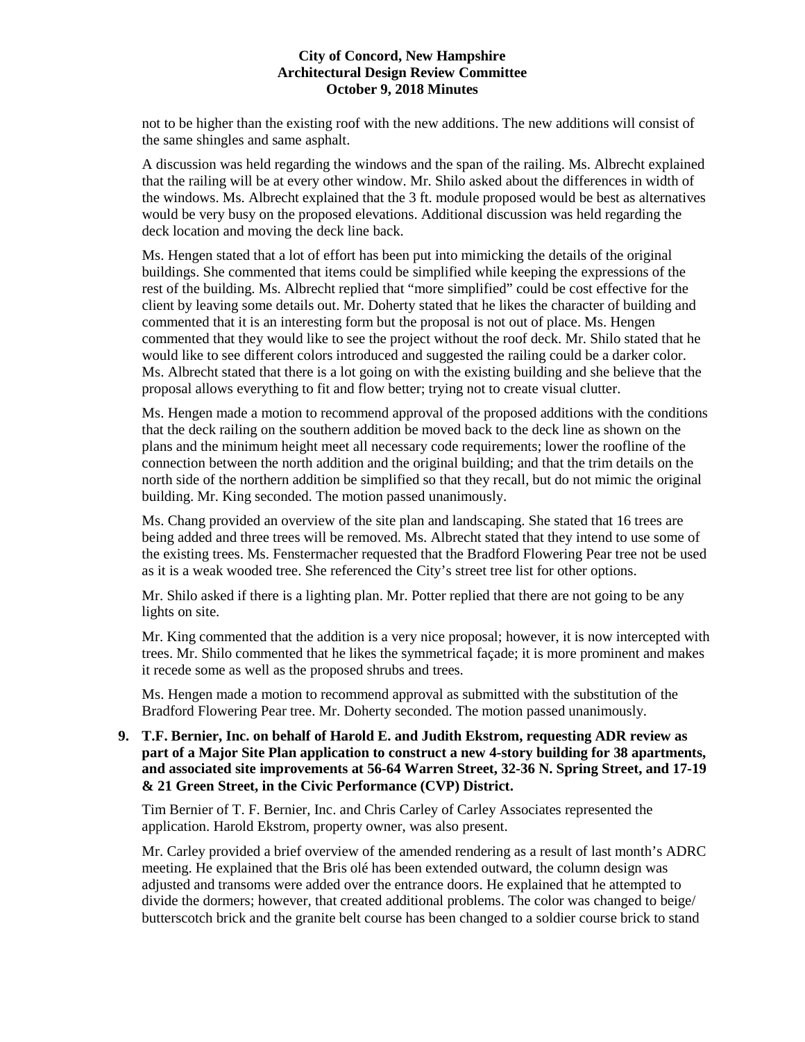not to be higher than the existing roof with the new additions. The new additions will consist of the same shingles and same asphalt.

A discussion was held regarding the windows and the span of the railing. Ms. Albrecht explained that the railing will be at every other window. Mr. Shilo asked about the differences in width of the windows. Ms. Albrecht explained that the 3 ft. module proposed would be best as alternatives would be very busy on the proposed elevations. Additional discussion was held regarding the deck location and moving the deck line back.

Ms. Hengen stated that a lot of effort has been put into mimicking the details of the original buildings. She commented that items could be simplified while keeping the expressions of the rest of the building. Ms. Albrecht replied that "more simplified" could be cost effective for the client by leaving some details out. Mr. Doherty stated that he likes the character of building and commented that it is an interesting form but the proposal is not out of place. Ms. Hengen commented that they would like to see the project without the roof deck. Mr. Shilo stated that he would like to see different colors introduced and suggested the railing could be a darker color. Ms. Albrecht stated that there is a lot going on with the existing building and she believe that the proposal allows everything to fit and flow better; trying not to create visual clutter.

Ms. Hengen made a motion to recommend approval of the proposed additions with the conditions that the deck railing on the southern addition be moved back to the deck line as shown on the plans and the minimum height meet all necessary code requirements; lower the roofline of the connection between the north addition and the original building; and that the trim details on the north side of the northern addition be simplified so that they recall, but do not mimic the original building. Mr. King seconded. The motion passed unanimously.

Ms. Chang provided an overview of the site plan and landscaping. She stated that 16 trees are being added and three trees will be removed. Ms. Albrecht stated that they intend to use some of the existing trees. Ms. Fenstermacher requested that the Bradford Flowering Pear tree not be used as it is a weak wooded tree. She referenced the City's street tree list for other options.

Mr. Shilo asked if there is a lighting plan. Mr. Potter replied that there are not going to be any lights on site.

Mr. King commented that the addition is a very nice proposal; however, it is now intercepted with trees. Mr. Shilo commented that he likes the symmetrical façade; it is more prominent and makes it recede some as well as the proposed shrubs and trees.

Ms. Hengen made a motion to recommend approval as submitted with the substitution of the Bradford Flowering Pear tree. Mr. Doherty seconded. The motion passed unanimously.

**9. T.F. Bernier, Inc. on behalf of Harold E. and Judith Ekstrom, requesting ADR review as part of a Major Site Plan application to construct a new 4-story building for 38 apartments, and associated site improvements at 56-64 Warren Street, 32-36 N. Spring Street, and 17-19 & 21 Green Street, in the Civic Performance (CVP) District.**

Tim Bernier of T. F. Bernier, Inc. and Chris Carley of Carley Associates represented the application. Harold Ekstrom, property owner, was also present.

Mr. Carley provided a brief overview of the amended rendering as a result of last month's ADRC meeting. He explained that the Bris olé has been extended outward, the column design was adjusted and transoms were added over the entrance doors. He explained that he attempted to divide the dormers; however, that created additional problems. The color was changed to beige/ butterscotch brick and the granite belt course has been changed to a soldier course brick to stand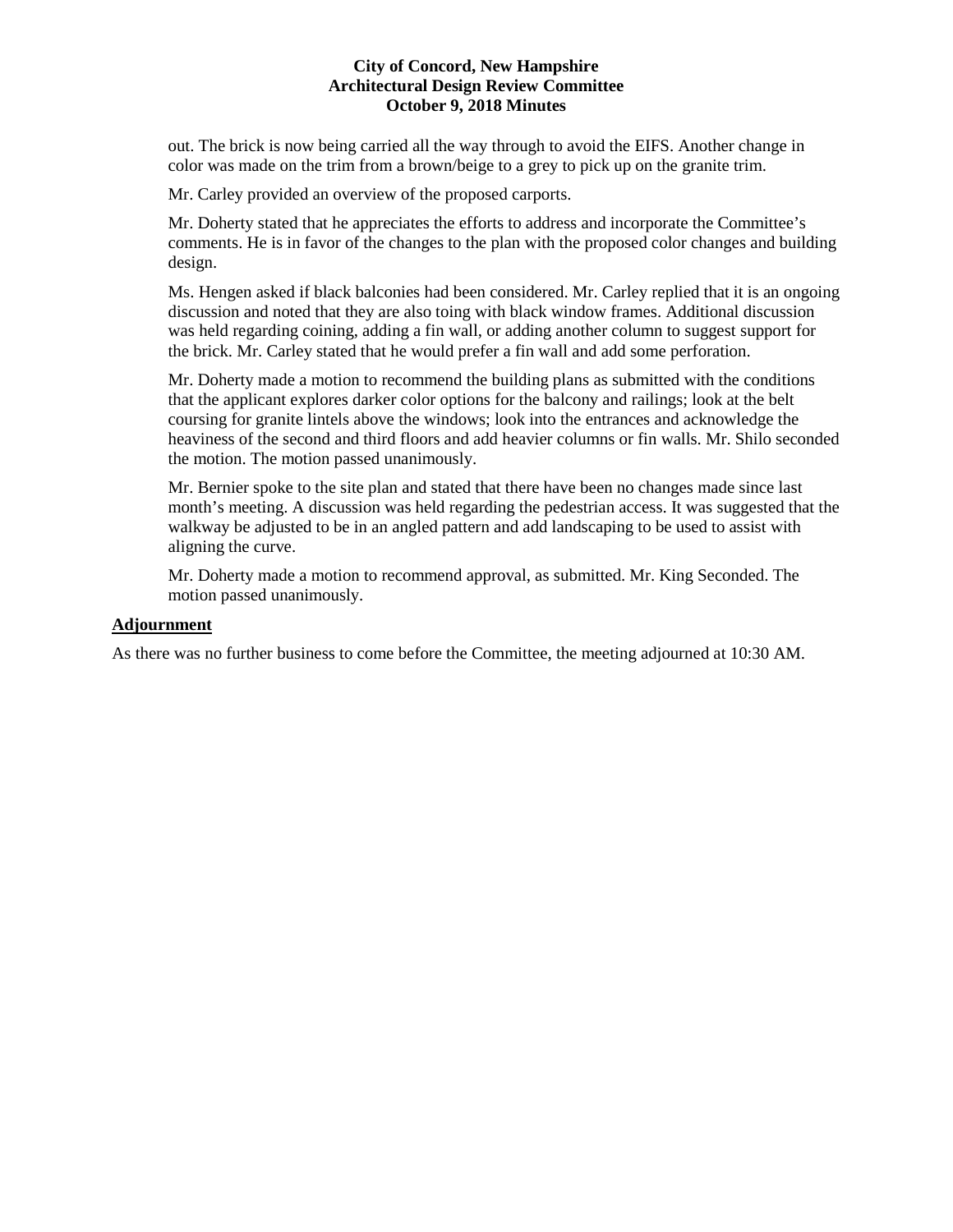out. The brick is now being carried all the way through to avoid the EIFS. Another change in color was made on the trim from a brown/beige to a grey to pick up on the granite trim.

Mr. Carley provided an overview of the proposed carports.

Mr. Doherty stated that he appreciates the efforts to address and incorporate the Committee's comments. He is in favor of the changes to the plan with the proposed color changes and building design.

Ms. Hengen asked if black balconies had been considered. Mr. Carley replied that it is an ongoing discussion and noted that they are also toing with black window frames. Additional discussion was held regarding coining, adding a fin wall, or adding another column to suggest support for the brick. Mr. Carley stated that he would prefer a fin wall and add some perforation.

Mr. Doherty made a motion to recommend the building plans as submitted with the conditions that the applicant explores darker color options for the balcony and railings; look at the belt coursing for granite lintels above the windows; look into the entrances and acknowledge the heaviness of the second and third floors and add heavier columns or fin walls. Mr. Shilo seconded the motion. The motion passed unanimously.

Mr. Bernier spoke to the site plan and stated that there have been no changes made since last month's meeting. A discussion was held regarding the pedestrian access. It was suggested that the walkway be adjusted to be in an angled pattern and add landscaping to be used to assist with aligning the curve.

Mr. Doherty made a motion to recommend approval, as submitted. Mr. King Seconded. The motion passed unanimously.

## Adjournment

As there was no further business to come before the Committee, the meeting adjourned at 10:30 AM.